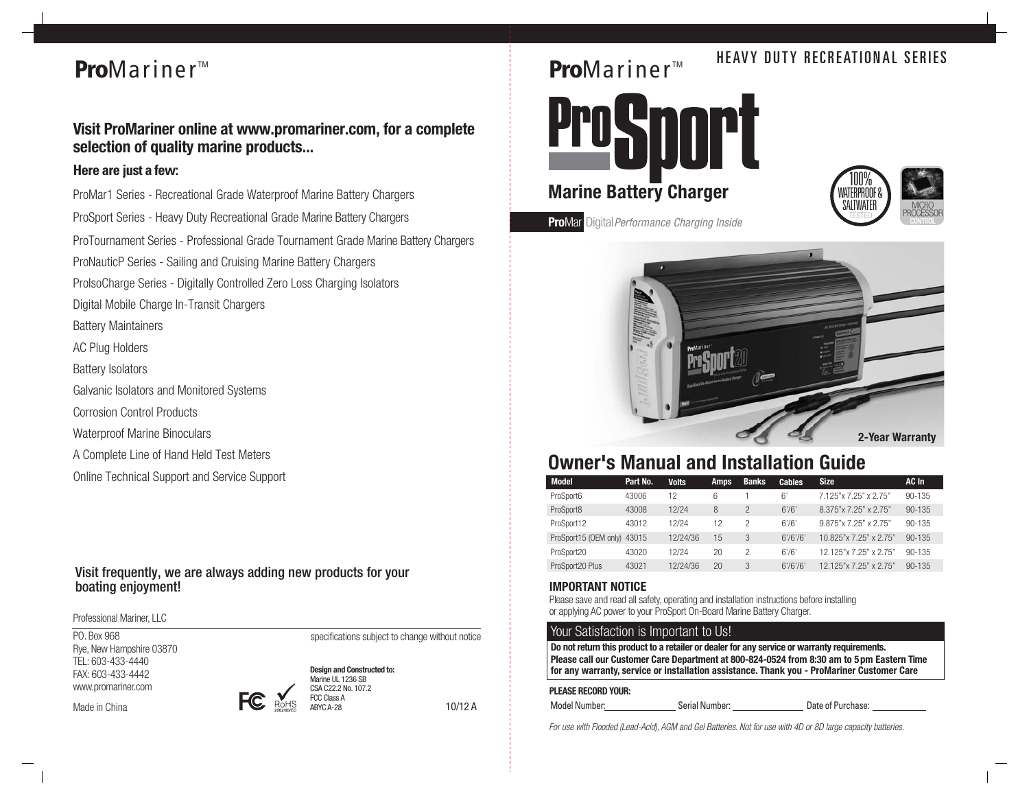# **Pro**Mariner™

## Visit ProMariner online at www.promariner.com, for a complete selection of quality marine products...

### Here are just a few:

ProMar1 Series - Recreational Grade Waterproof Marine Battery Chargers

ProSport Series - Heavy Duty Recreational Grade Marine Battery Chargers

ProTournament Series - Professional Grade Tournament Grade Marine Battery Chargers

ProNauticP Series - Sailing and Cruising Marine Battery Chargers

ProIsoCharge Series - Digitally Controlled Zero Loss Charging Isolators

Digital Mobile Charge In-Transit Chargers

Battery Maintainers

AC Plug Holders

Battery Isolators

Galvanic Isolators and Monitored Systems

Corrosion Control Products

Waterproof Marine Binoculars

A Complete Line of Hand Held Test Meters

Online Technical Support and Service Support

**Visit frequently, we are always adding new products for your boating enjoyment!**

Professional Mariner, LLC

PO. Box 968
Rye, New Hampshire 03870
TEL: 603-433-4440
FAX: 603-433-4442
www.promariner.com

Made in China

specifications subject to change without notice

**Design and Constructed to:**
Marine UL 1236 SB
CSA C22.2 No. 107.2
FCC Class A
ABYC A-28

RoHS 2002/95/EC

10/12 A

---

# **Pro**Mariner™

HEAVY DUTY RECREATIONAL SERIES

# ProSport

## Marine Battery Charger

**Pro**Mar Digital *Performance Charging Inside*

100% WATERPROOF & SALTWATER TESTED

MICRO PROCESSOR CONTROL

**2-Year Warranty**

## Owner's Manual and Installation Guide

| Model | Part No. | Volts | Amps | Banks | Cables | Size | AC In |
|---|---|---|---|---|---|---|---|
| ProSport6 | 43006 | 12 | 6 | 1 | 6' | 7.125"x 7.25" x 2.75" | 90-135 |
| ProSport8 | 43008 | 12/24 | 8 | 2 | 6'/6' | 8.375"x 7.25" x 2.75" | 90-135 |
| ProSport12 | 43012 | 12/24 | 12 | 2 | 6'/6' | 9.875"x 7.25" x 2.75" | 90-135 |
| ProSport15 (OEM only) | 43015 | 12/24/36 | 15 | 3 | 6'/6'/6' | 10.825"x 7.25" x 2.75" | 90-135 |
| ProSport20 | 43020 | 12/24 | 20 | 2 | 6'/6' | 12.125"x 7.25" x 2.75" | 90-135 |
| ProSport20 Plus | 43021 | 12/24/36 | 20 | 3 | 6'/6'/6' | 12.125"x 7.25" x 2.75" | 90-135 |

### IMPORTANT NOTICE

Please save and read all safety, operating and installation instructions before installing or applying AC power to your ProSport On-Board Marine Battery Charger.

### Your Satisfaction is Important to Us!

**Do not return this product to a retailer or dealer for any service or warranty requirements. Please call our Customer Care Department at 800-824-0524 from 8:30 am to 5 pm Eastern Time for any warranty, service or installation assistance. Thank you - ProMariner Customer Care**

**PLEASE RECORD YOUR:**

Model Number: ______________ Serial Number: ______________ Date of Purchase: ___________

*For use with Flooded (Lead-Acid), AGM and Gel Batteries. Not for use with 4D or 8D large capacity batteries.*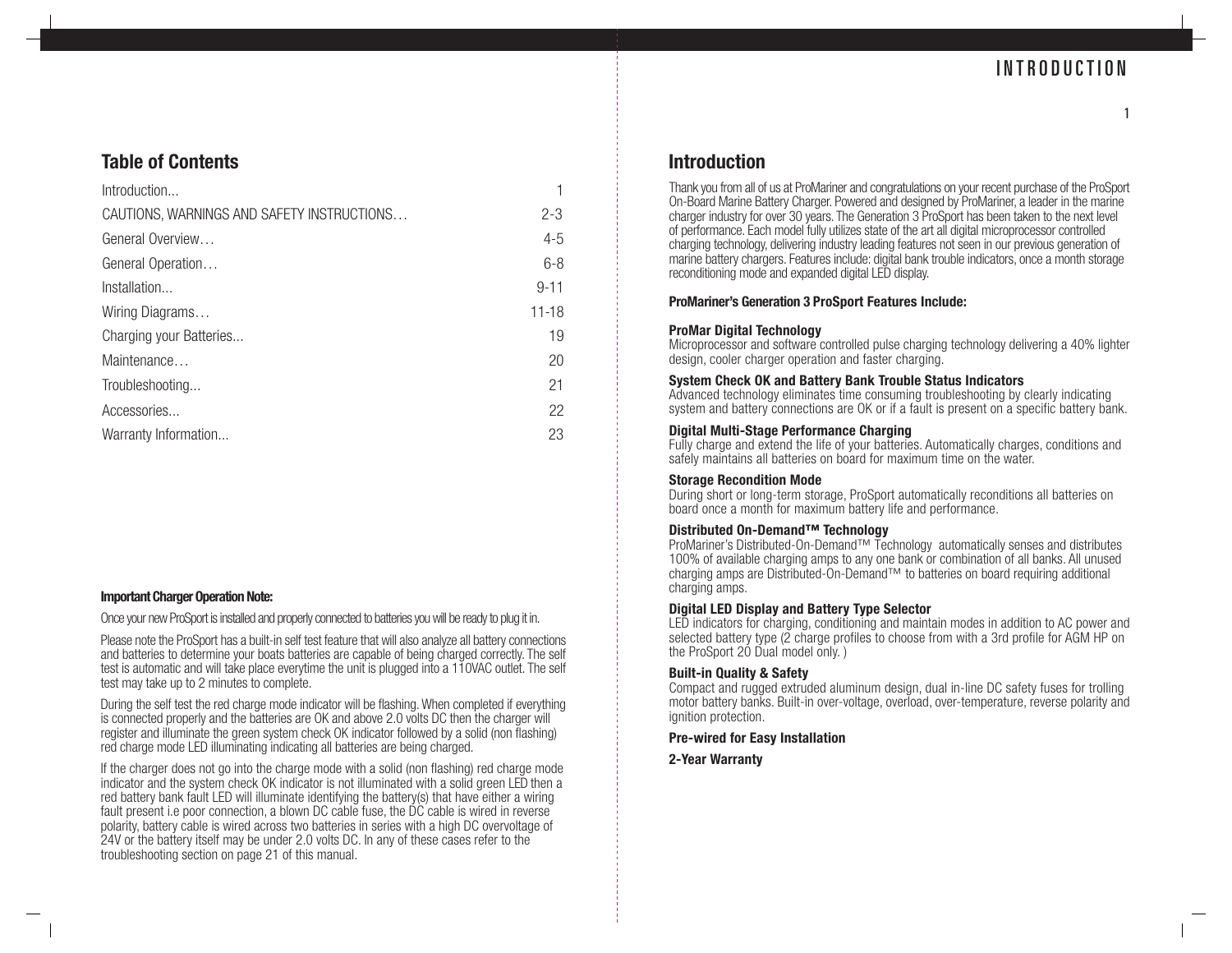## Table of Contents

| | |
|---|---|
| Introduction... | 1 |
| CAUTIONS, WARNINGS AND SAFETY INSTRUCTIONS… | 2-3 |
| General Overview… | 4-5 |
| General Operation… | 6-8 |
| Installation... | 9-11 |
| Wiring Diagrams… | 11-18 |
| Charging your Batteries... | 19 |
| Maintenance… | 20 |
| Troubleshooting... | 21 |
| Accessories... | 22 |
| Warranty Information... | 23 |

**Important Charger Operation Note:**

Once your new ProSport is installed and properly connected to batteries you will be ready to plug it in.

Please note the ProSport has a built-in self test feature that will also analyze all battery connections and batteries to determine your boats batteries are capable of being charged correctly. The self test is automatic and will take place everytime the unit is plugged into a 110VAC outlet. The self test may take up to 2 minutes to complete.

During the self test the red charge mode indicator will be flashing. When completed if everything is connected properly and the batteries are OK and above 2.0 volts DC then the charger will register and illuminate the green system check OK indicator followed by a solid (non flashing) red charge mode LED illuminating indicating all batteries are being charged.

If the charger does not go into the charge mode with a solid (non flashing) red charge mode indicator and the system check OK indicator is not illuminated with a solid green LED then a red battery bank fault LED will illuminate identifying the battery(s) that have either a wiring fault present i.e poor connection, a blown DC cable fuse, the DC cable is wired in reverse polarity, battery cable is wired across two batteries in series with a high DC overvoltage of 24V or the battery itself may be under 2.0 volts DC. In any of these cases refer to the troubleshooting section on page 21 of this manual.

## Introduction

Thank you from all of us at ProMariner and congratulations on your recent purchase of the ProSport On-Board Marine Battery Charger. Powered and designed by ProMariner, a leader in the marine charger industry for over 30 years. The Generation 3 ProSport has been taken to the next level of performance. Each model fully utilizes state of the art all digital microprocessor controlled charging technology, delivering industry leading features not seen in our previous generation of marine battery chargers. Features include: digital bank trouble indicators, once a month storage reconditioning mode and expanded digital LED display.

**ProMariner's Generation 3 ProSport Features Include:**

**ProMar Digital Technology**
Microprocessor and software controlled pulse charging technology delivering a 40% lighter design, cooler charger operation and faster charging.

**System Check OK and Battery Bank Trouble Status Indicators**
Advanced technology eliminates time consuming troubleshooting by clearly indicating system and battery connections are OK or if a fault is present on a specific battery bank.

**Digital Multi-Stage Performance Charging**
Fully charge and extend the life of your batteries. Automatically charges, conditions and safely maintains all batteries on board for maximum time on the water.

**Storage Recondition Mode**
During short or long-term storage, ProSport automatically reconditions all batteries on board once a month for maximum battery life and performance.

**Distributed On-Demand™ Technology**
ProMariner's Distributed-On-Demand™ Technology automatically senses and distributes 100% of available charging amps to any one bank or combination of all banks. All unused charging amps are Distributed-On-Demand™ to batteries on board requiring additional charging amps.

**Digital LED Display and Battery Type Selector**
LED indicators for charging, conditioning and maintain modes in addition to AC power and selected battery type (2 charge profiles to choose from with a 3rd profile for AGM HP on the ProSport 20 Dual model only. )

**Built-in Quality & Safety**
Compact and rugged extruded aluminum design, dual in-line DC safety fuses for trolling motor battery banks. Built-in over-voltage, overload, over-temperature, reverse polarity and ignition protection.

**Pre-wired for Easy Installation**

**2-Year Warranty**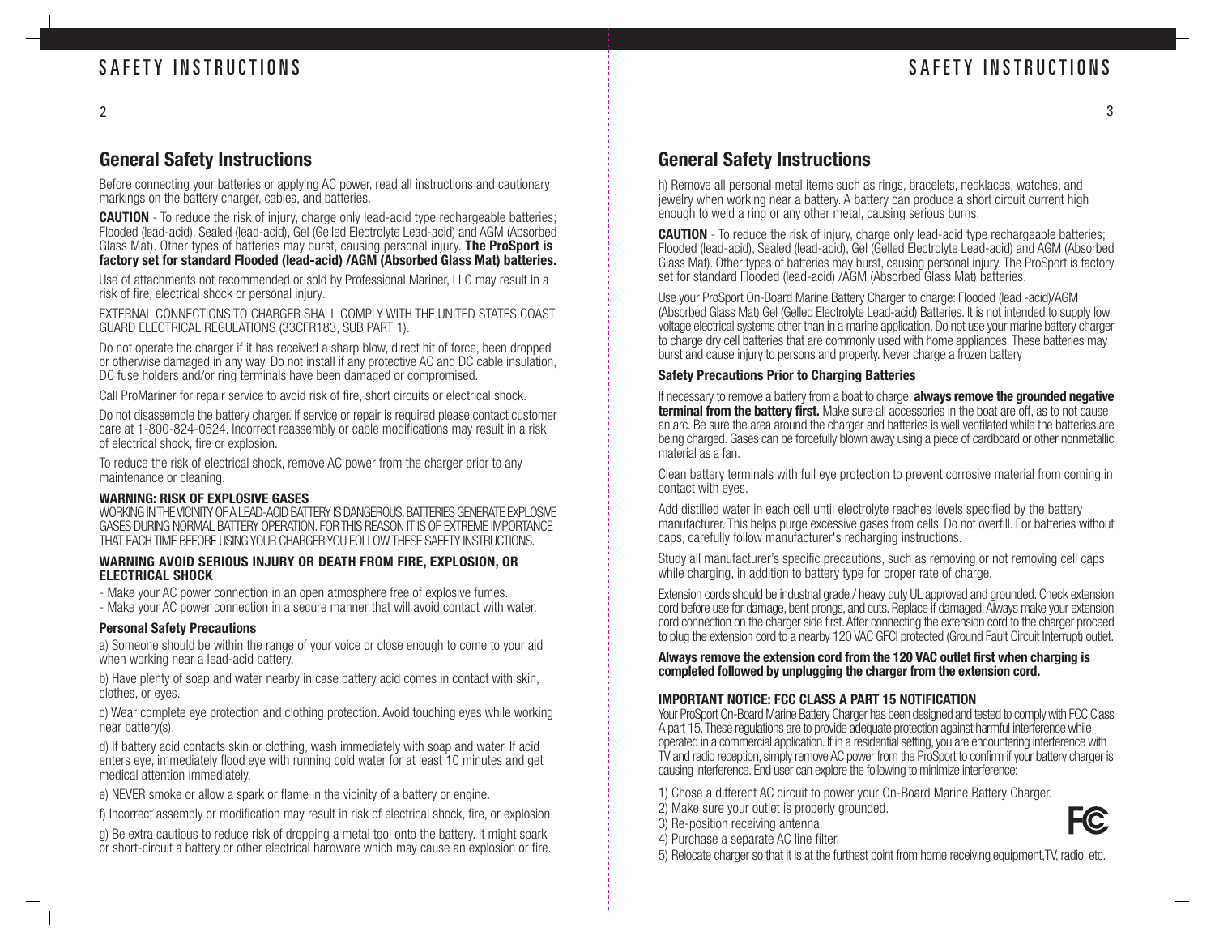## General Safety Instructions

Before connecting your batteries or applying AC power, read all instructions and cautionary markings on the battery charger, cables, and batteries.

**CAUTION** - To reduce the risk of injury, charge only lead-acid type rechargeable batteries; Flooded (lead-acid), Sealed (lead-acid), Gel (Gelled Electrolyte Lead-acid) and AGM (Absorbed Glass Mat). Other types of batteries may burst, causing personal injury. **The ProSport is factory set for standard Flooded (lead-acid) /AGM (Absorbed Glass Mat) batteries.**

Use of attachments not recommended or sold by Professional Mariner, LLC may result in a risk of fire, electrical shock or personal injury.

EXTERNAL CONNECTIONS TO CHARGER SHALL COMPLY WITH THE UNITED STATES COAST GUARD ELECTRICAL REGULATIONS (33CFR183, SUB PART 1).

Do not operate the charger if it has received a sharp blow, direct hit of force, been dropped or otherwise damaged in any way. Do not install if any protective AC and DC cable insulation, DC fuse holders and/or ring terminals have been damaged or compromised.

Call ProMariner for repair service to avoid risk of fire, short circuits or electrical shock.

Do not disassemble the battery charger. If service or repair is required please contact customer care at 1-800-824-0524. Incorrect reassembly or cable modifications may result in a risk of electrical shock, fire or explosion.

To reduce the risk of electrical shock, remove AC power from the charger prior to any maintenance or cleaning.

#### WARNING: RISK OF EXPLOSIVE GASES

WORKING IN THE VICINITY OF A LEAD-ACID BATTERY IS DANGEROUS. BATTERIES GENERATE EXPLOSIVE GASES DURING NORMAL BATTERY OPERATION. FOR THIS REASON IT IS OF EXTREME IMPORTANCE THAT EACH TIME BEFORE USING YOUR CHARGER YOU FOLLOW THESE SAFETY INSTRUCTIONS.

#### WARNING AVOID SERIOUS INJURY OR DEATH FROM FIRE, EXPLOSION, OR ELECTRICAL SHOCK

- Make your AC power connection in an open atmosphere free of explosive fumes.
- Make your AC power connection in a secure manner that will avoid contact with water.

#### Personal Safety Precautions

a) Someone should be within the range of your voice or close enough to come to your aid when working near a lead-acid battery.

b) Have plenty of soap and water nearby in case battery acid comes in contact with skin, clothes, or eyes.

c) Wear complete eye protection and clothing protection. Avoid touching eyes while working near battery(s).

d) If battery acid contacts skin or clothing, wash immediately with soap and water. If acid enters eye, immediately flood eye with running cold water for at least 10 minutes and get medical attention immediately.

e) NEVER smoke or allow a spark or flame in the vicinity of a battery or engine.

f) Incorrect assembly or modification may result in risk of electrical shock, fire, or explosion.

g) Be extra cautious to reduce risk of dropping a metal tool onto the battery. It might spark or short-circuit a battery or other electrical hardware which may cause an explosion or fire.

## General Safety Instructions

h) Remove all personal metal items such as rings, bracelets, necklaces, watches, and jewelry when working near a battery. A battery can produce a short circuit current high enough to weld a ring or any other metal, causing serious burns.

**CAUTION** - To reduce the risk of injury, charge only lead-acid type rechargeable batteries; Flooded (lead-acid), Sealed (lead-acid), Gel (Gelled Electrolyte Lead-acid) and AGM (Absorbed Glass Mat). Other types of batteries may burst, causing personal injury. The ProSport is factory set for standard Flooded (lead-acid) /AGM (Absorbed Glass Mat) batteries.

Use your ProSport On-Board Marine Battery Charger to charge: Flooded (lead -acid)/AGM (Absorbed Glass Mat) Gel (Gelled Electrolyte Lead-acid) Batteries. It is not intended to supply low voltage electrical systems other than in a marine application. Do not use your marine battery charger to charge dry cell batteries that are commonly used with home appliances. These batteries may burst and cause injury to persons and property. Never charge a frozen battery

#### Safety Precautions Prior to Charging Batteries

If necessary to remove a battery from a boat to charge, **always remove the grounded negative terminal from the battery first.** Make sure all accessories in the boat are off, as to not cause an arc. Be sure the area around the charger and batteries is well ventilated while the batteries are being charged. Gases can be forcefully blown away using a piece of cardboard or other nonmetallic material as a fan.

Clean battery terminals with full eye protection to prevent corrosive material from coming in contact with eyes.

Add distilled water in each cell until electrolyte reaches levels specified by the battery manufacturer. This helps purge excessive gases from cells. Do not overfill. For batteries without caps, carefully follow manufacturer's recharging instructions.

Study all manufacturer's specific precautions, such as removing or not removing cell caps while charging, in addition to battery type for proper rate of charge.

Extension cords should be industrial grade / heavy duty UL approved and grounded. Check extension cord before use for damage, bent prongs, and cuts. Replace if damaged. Always make your extension cord connection on the charger side first. After connecting the extension cord to the charger proceed to plug the extension cord to a nearby 120 VAC GFCI protected (Ground Fault Circuit Interrupt) outlet.

**Always remove the extension cord from the 120 VAC outlet first when charging is completed followed by unplugging the charger from the extension cord.**

#### IMPORTANT NOTICE: FCC CLASS A PART 15 NOTIFICATION

Your ProSport On-Board Marine Battery Charger has been designed and tested to comply with FCC Class A part 15. These regulations are to provide adequate protection against harmful interference while operated in a commercial application. If in a residential setting, you are encountering interference with TV and radio reception, simply remove AC power from the ProSport to confirm if your battery charger is causing interference. End user can explore the following to minimize interference:

1) Chose a different AC circuit to power your On-Board Marine Battery Charger.
2) Make sure your outlet is properly grounded.
3) Re-position receiving antenna.
4) Purchase a separate AC line filter.
5) Relocate charger so that it is at the furthest point from home receiving equipment,TV, radio, etc.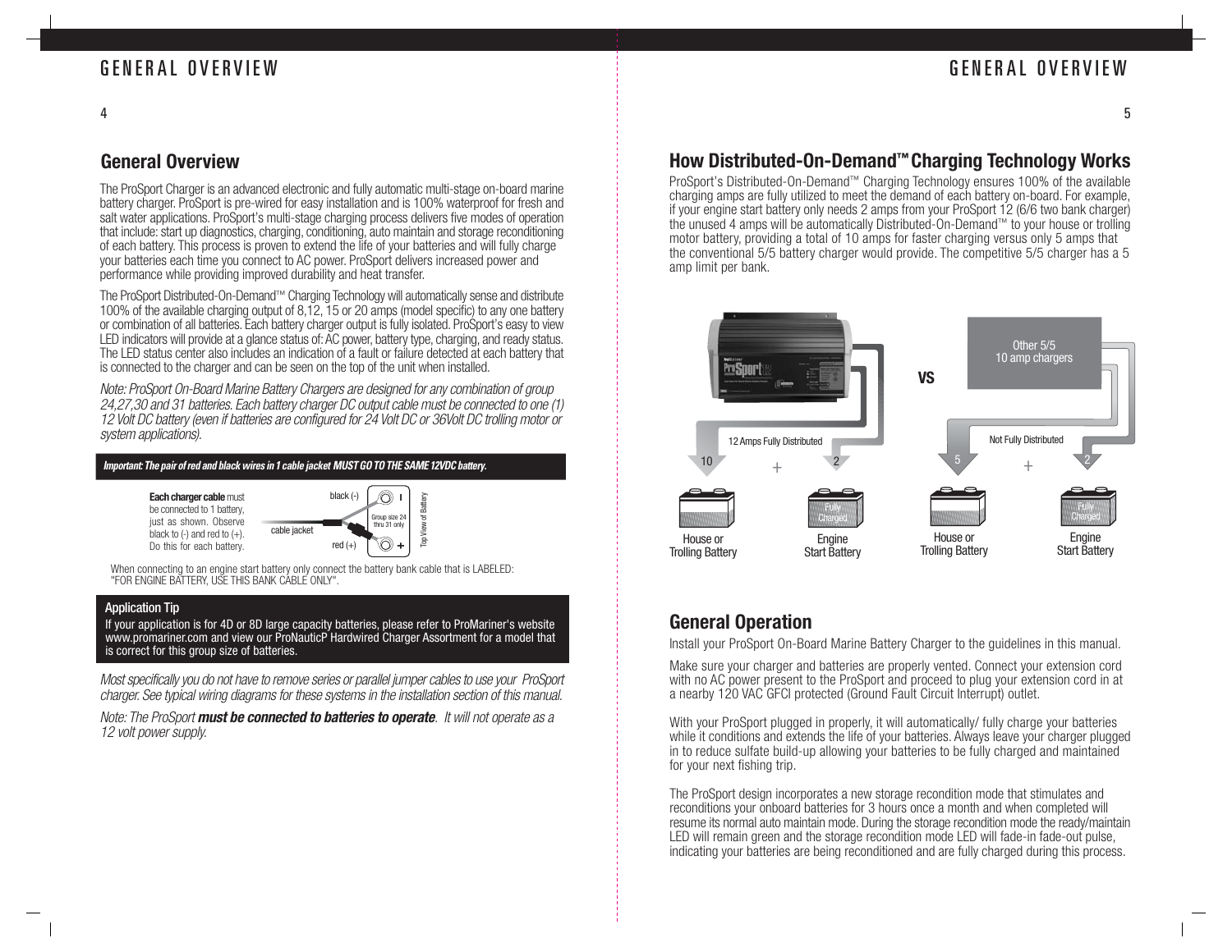## General Overview

The ProSport Charger is an advanced electronic and fully automatic multi-stage on-board marine battery charger. ProSport is pre-wired for easy installation and is 100% waterproof for fresh and salt water applications. ProSport's multi-stage charging process delivers five modes of operation that include: start up diagnostics, charging, conditioning, auto maintain and storage reconditioning of each battery. This process is proven to extend the life of your batteries and will fully charge your batteries each time you connect to AC power. ProSport delivers increased power and performance while providing improved durability and heat transfer.

The ProSport Distributed-On-Demand™ Charging Technology will automatically sense and distribute 100% of the available charging output of 8,12, 15 or 20 amps (model specific) to any one battery or combination of all batteries. Each battery charger output is fully isolated. ProSport's easy to view LED indicators will provide at a glance status of: AC power, battery type, charging, and ready status. The LED status center also includes an indication of a fault or failure detected at each battery that is connected to the charger and can be seen on the top of the unit when installed.

*Note: ProSport On-Board Marine Battery Chargers are designed for any combination of group 24,27,30 and 31 batteries. Each battery charger DC output cable must be connected to one (1) 12 Volt DC battery (even if batteries are configured for 24 Volt DC or 36Volt DC trolling motor or system applications).*

***Important: The pair of red and black wires in 1 cable jacket MUST GO TO THE SAME 12VDC battery.***

**Each charger cable** must be connected to 1 battery, just as shown. Observe black to (-) and red to (+). Do this for each battery.

black (-)
cable jacket
red (+)
Group size 24 thru 31 only
Top View of Battery

When connecting to an engine start battery only connect the battery bank cable that is LABELED: "FOR ENGINE BATTERY, USE THIS BANK CABLE ONLY".

**Application Tip**

If your application is for 4D or 8D large capacity batteries, please refer to ProMariner's website www.promariner.com and view our ProNauticP Hardwired Charger Assortment for a model that is correct for this group size of batteries.

*Most specifically you do not have to remove series or parallel jumper cables to use your ProSport charger. See typical wiring diagrams for these systems in the installation section of this manual.*

*Note: The ProSport* ***must be connected to batteries to operate****. It will not operate as a 12 volt power supply.*

## How Distributed-On-Demand™ Charging Technology Works

ProSport's Distributed-On-Demand™ Charging Technology ensures 100% of the available charging amps are fully utilized to meet the demand of each battery on-board. For example, if your engine start battery only needs 2 amps from your ProSport 12 (6/6 two bank charger) the unused 4 amps will be automatically Distributed-On-Demand™ to your house or trolling motor battery, providing a total of 10 amps for faster charging versus only 5 amps that the conventional 5/5 battery charger would provide. The competitive 5/5 charger has a 5 amp limit per bank.

12 Amps Fully Distributed: 10 + 2 — House or Trolling Battery; Engine Start Battery (Fully Charged)

VS

Other 5/5 10 amp chargers — Not Fully Distributed: 5 + 2 — House or Trolling Battery; Engine Start Battery (Fully Charged)

## General Operation

Install your ProSport On-Board Marine Battery Charger to the guidelines in this manual.

Make sure your charger and batteries are properly vented. Connect your extension cord with no AC power present to the ProSport and proceed to plug your extension cord in at a nearby 120 VAC GFCI protected (Ground Fault Circuit Interrupt) outlet.

With your ProSport plugged in properly, it will automatically/ fully charge your batteries while it conditions and extends the life of your batteries. Always leave your charger plugged in to reduce sulfate build-up allowing your batteries to be fully charged and maintained for your next fishing trip.

The ProSport design incorporates a new storage recondition mode that stimulates and reconditions your onboard batteries for 3 hours once a month and when completed will resume its normal auto maintain mode. During the storage recondition mode the ready/maintain LED will remain green and the storage recondition mode LED will fade-in fade-out pulse, indicating your batteries are being reconditioned and are fully charged during this process.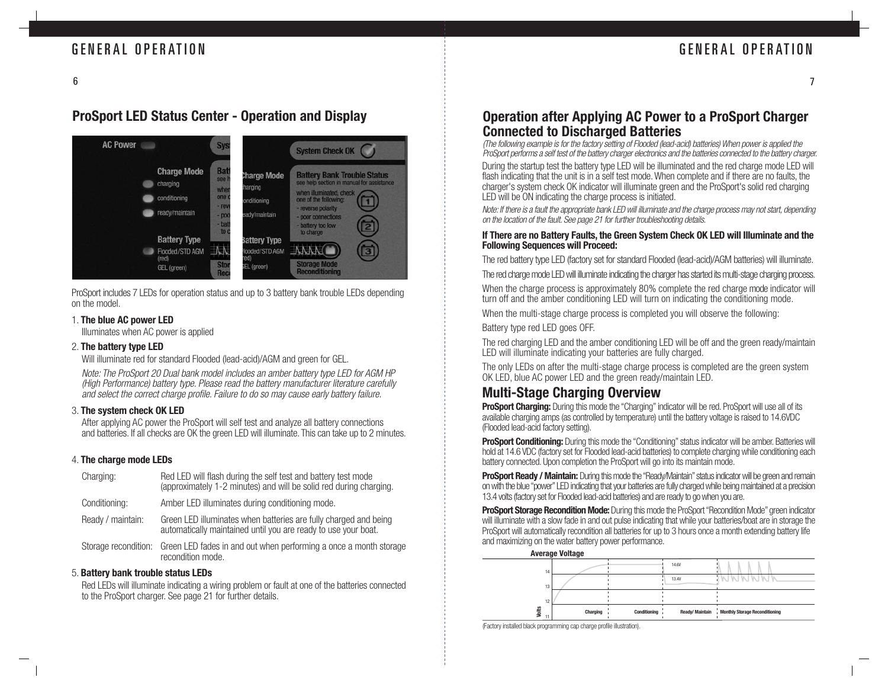## ProSport LED Status Center - Operation and Display

ProSport includes 7 LEDs for operation status and up to 3 battery bank trouble LEDs depending on the model.

1. **The blue AC power LED**
   Illuminates when AC power is applied

2. **The battery type LED**
   Will illuminate red for standard Flooded (lead-acid)/AGM and green for GEL.

   *Note: The ProSport 20 Dual bank model includes an amber battery type LED for AGM HP (High Performance) battery type. Please read the battery manufacturer literature carefully and select the correct charge profile. Failure to do so may cause early battery failure.*

3. **The system check OK LED**
   After applying AC power the ProSport will self test and analyze all battery connections and batteries. If all checks are OK the green LED will illuminate. This can take up to 2 minutes.

4. **The charge mode LEDs**

| | |
|---|---|
| Charging: | Red LED will flash during the self test and battery test mode (approximately 1-2 minutes) and will be solid red during charging. |
| Conditioning: | Amber LED illuminates during conditioning mode. |
| Ready / maintain: | Green LED illuminates when batteries are fully charged and being automatically maintained until you are ready to use your boat. |
| Storage recondition: | Green LED fades in and out when performing a once a month storage recondition mode. |

5. **Battery bank trouble status LEDs**
   Red LEDs will illuminate indicating a wiring problem or fault at one of the batteries connected to the ProSport charger. See page 21 for further details.

## Operation after Applying AC Power to a ProSport Charger Connected to Discharged Batteries

*(The following example is for the factory setting of Flooded (lead-acid) batteries) When power is applied the ProSport performs a self test of the battery charger electronics and the batteries connected to the battery charger.*

During the startup test the battery type LED will be illuminated and the red charge mode LED will flash indicating that the unit is in a self test mode. When complete and if there are no faults, the charger's system check OK indicator will illuminate green and the ProSport's solid red charging LED will be ON indicating the charge process is initiated.

*Note: If there is a fault the appropriate bank LED will illuminate and the charge process may not start, depending on the location of the fault. See page 21 for further troubleshooting details.*

**If There are no Battery Faults, the Green System Check OK LED will Illuminate and the Following Sequences will Proceed:**

The red battery type LED (factory set for standard Flooded (lead-acid)/AGM batteries) will illuminate.

The red charge mode LED will illuminate indicating the charger has started its multi-stage charging process.

When the charge process is approximately 80% complete the red charge mode indicator will turn off and the amber conditioning LED will turn on indicating the conditioning mode.

When the multi-stage charge process is completed you will observe the following:

Battery type red LED goes OFF.

The red charging LED and the amber conditioning LED will be off and the green ready/maintain LED will illuminate indicating your batteries are fully charged.

The only LEDs on after the multi-stage charge process is completed are the green system OK LED, blue AC power LED and the green ready/maintain LED.

## Multi-Stage Charging Overview

**ProSport Charging:** During this mode the "Charging" indicator will be red. ProSport will use all of its available charging amps (as controlled by temperature) until the battery voltage is raised to 14.6VDC (Flooded lead-acid factory setting).

**ProSport Conditioning:** During this mode the "Conditioning" status indicator will be amber. Batteries will hold at 14.6 VDC (factory set for Flooded lead-acid batteries) to complete charging while conditioning each battery connected. Upon completion the ProSport will go into its maintain mode.

**ProSport Ready / Maintain:** During this mode the "Ready/Maintain" status indicator will be green and remain on with the blue "power" LED indicating that your batteries are fully charged while being maintained at a precision 13.4 volts (factory set for Flooded lead-acid batteries) and are ready to go when you are.

**ProSport Storage Recondition Mode:** During this mode the ProSport "Recondition Mode" green indicator will illuminate with a slow fade in and out pulse indicating that while your batteries/boat are in storage the ProSport will automatically recondition all batteries for up to 3 hours once a month extending battery life and maximizing on the water battery power performance.

Average Voltage

Volts: 11, 12, 13, 14 — 14.6V, 13.4V — Charging | Conditioning | Ready/ Maintain | Monthly Storage Reconditioning

(Factory installed black programming cap charge profile illustration).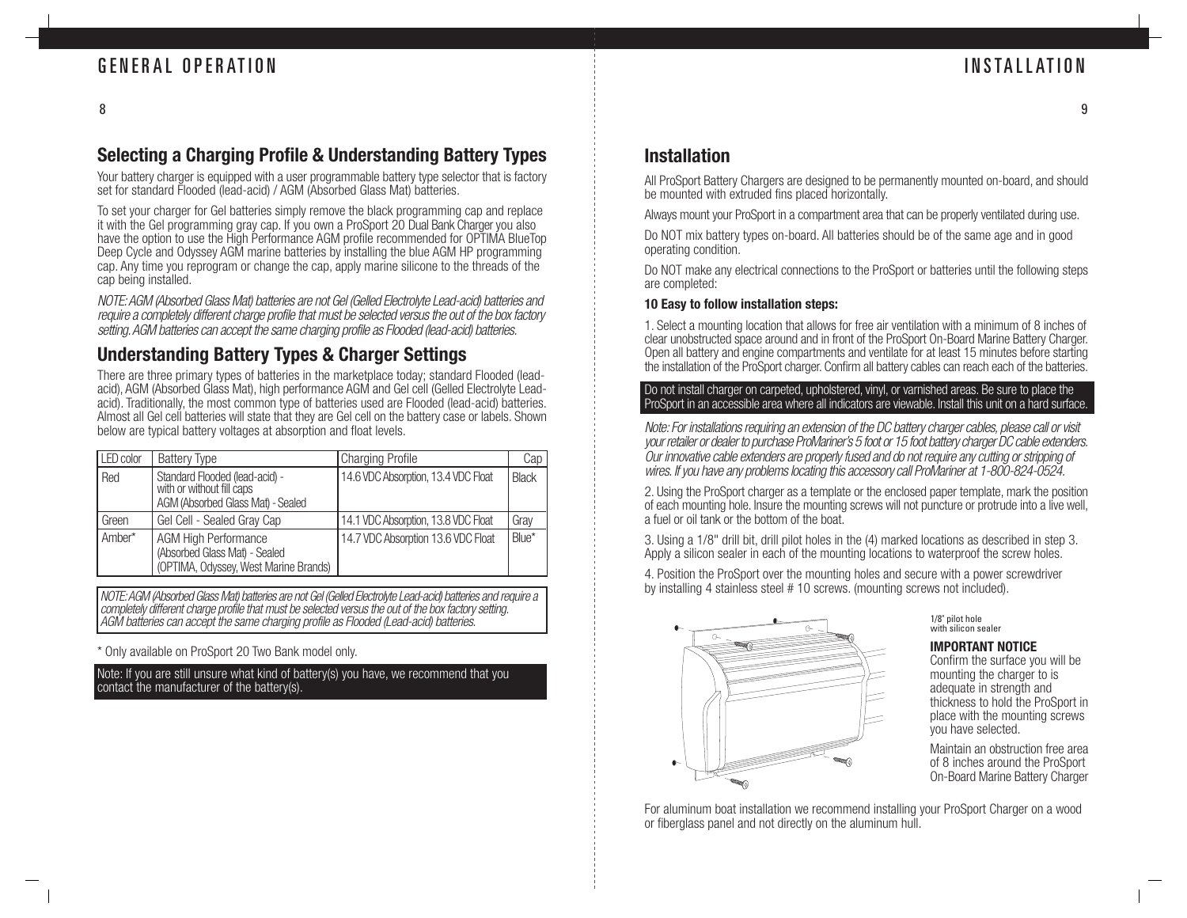## Selecting a Charging Profile & Understanding Battery Types

Your battery charger is equipped with a user programmable battery type selector that is factory set for standard Flooded (lead-acid) / AGM (Absorbed Glass Mat) batteries.

To set your charger for Gel batteries simply remove the black programming cap and replace it with the Gel programming gray cap. If you own a ProSport 20 Dual Bank Charger you also have the option to use the High Performance AGM profile recommended for OPTIMA BlueTop Deep Cycle and Odyssey AGM marine batteries by installing the blue AGM HP programming cap. Any time you reprogram or change the cap, apply marine silicone to the threads of the cap being installed.

*NOTE: AGM (Absorbed Glass Mat) batteries are not Gel (Gelled Electrolyte Lead-acid) batteries and require a completely different charge profile that must be selected versus the out of the box factory setting. AGM batteries can accept the same charging profile as Flooded (lead-acid) batteries.*

## Understanding Battery Types & Charger Settings

There are three primary types of batteries in the marketplace today; standard Flooded (lead-acid), AGM (Absorbed Glass Mat), high performance AGM and Gel cell (Gelled Electrolyte Lead-acid). Traditionally, the most common type of batteries used are Flooded (lead-acid) batteries. Almost all Gel cell batteries will state that they are Gel cell on the battery case or labels. Shown below are typical battery voltages at absorption and float levels.

| LED color | Battery Type | Charging Profile | Cap |
|---|---|---|---|
| Red | Standard Flooded (lead-acid) - with or without fill caps AGM (Absorbed Glass Mat) - Sealed | 14.6 VDC Absorption, 13.4 VDC Float | Black |
| Green | Gel Cell - Sealed Gray Cap | 14.1 VDC Absorption, 13.8 VDC Float | Gray |
| Amber* | AGM High Performance (Absorbed Glass Mat) - Sealed (OPTIMA, Odyssey, West Marine Brands) | 14.7 VDC Absorption 13.6 VDC Float | Blue* |

*NOTE: AGM (Absorbed Glass Mat) batteries are not Gel (Gelled Electrolyte Lead-acid) batteries and require a completely different charge profile that must be selected versus the out of the box factory setting. AGM batteries can accept the same charging profile as Flooded (Lead-acid) batteries.*

\* Only available on ProSport 20 Two Bank model only.

Note: If you are still unsure what kind of battery(s) you have, we recommend that you contact the manufacturer of the battery(s).

## Installation

All ProSport Battery Chargers are designed to be permanently mounted on-board, and should be mounted with extruded fins placed horizontally.

Always mount your ProSport in a compartment area that can be properly ventilated during use.

Do NOT mix battery types on-board. All batteries should be of the same age and in good operating condition.

Do NOT make any electrical connections to the ProSport or batteries until the following steps are completed:

**10 Easy to follow installation steps:**

1. Select a mounting location that allows for free air ventilation with a minimum of 8 inches of clear unobstructed space around and in front of the ProSport On-Board Marine Battery Charger. Open all battery and engine compartments and ventilate for at least 15 minutes before starting the installation of the ProSport charger. Confirm all battery cables can reach each of the batteries.

Do not install charger on carpeted, upholstered, vinyl, or varnished areas. Be sure to place the ProSport in an accessible area where all indicators are viewable. Install this unit on a hard surface.

*Note: For installations requiring an extension of the DC battery charger cables, please call or visit your retailer or dealer to purchase ProMariner's 5 foot or 15 foot battery charger DC cable extenders. Our innovative cable extenders are properly fused and do not require any cutting or stripping of wires. If you have any problems locating this accessory call ProMariner at 1-800-824-0524.*

2. Using the ProSport charger as a template or the enclosed paper template, mark the position of each mounting hole. Insure the mounting screws will not puncture or protrude into a live well, a fuel or oil tank or the bottom of the boat.

3. Using a 1/8" drill bit, drill pilot holes in the (4) marked locations as described in step 3. Apply a silicon sealer in each of the mounting locations to waterproof the screw holes.

4. Position the ProSport over the mounting holes and secure with a power screwdriver by installing 4 stainless steel # 10 screws. (mounting screws not included).

1/8" pilot hole with silicon sealer

**IMPORTANT NOTICE**

Confirm the surface you will be mounting the charger to is adequate in strength and thickness to hold the ProSport in place with the mounting screws you have selected.

Maintain an obstruction free area of 8 inches around the ProSport On-Board Marine Battery Charger

For aluminum boat installation we recommend installing your ProSport Charger on a wood or fiberglass panel and not directly on the aluminum hull.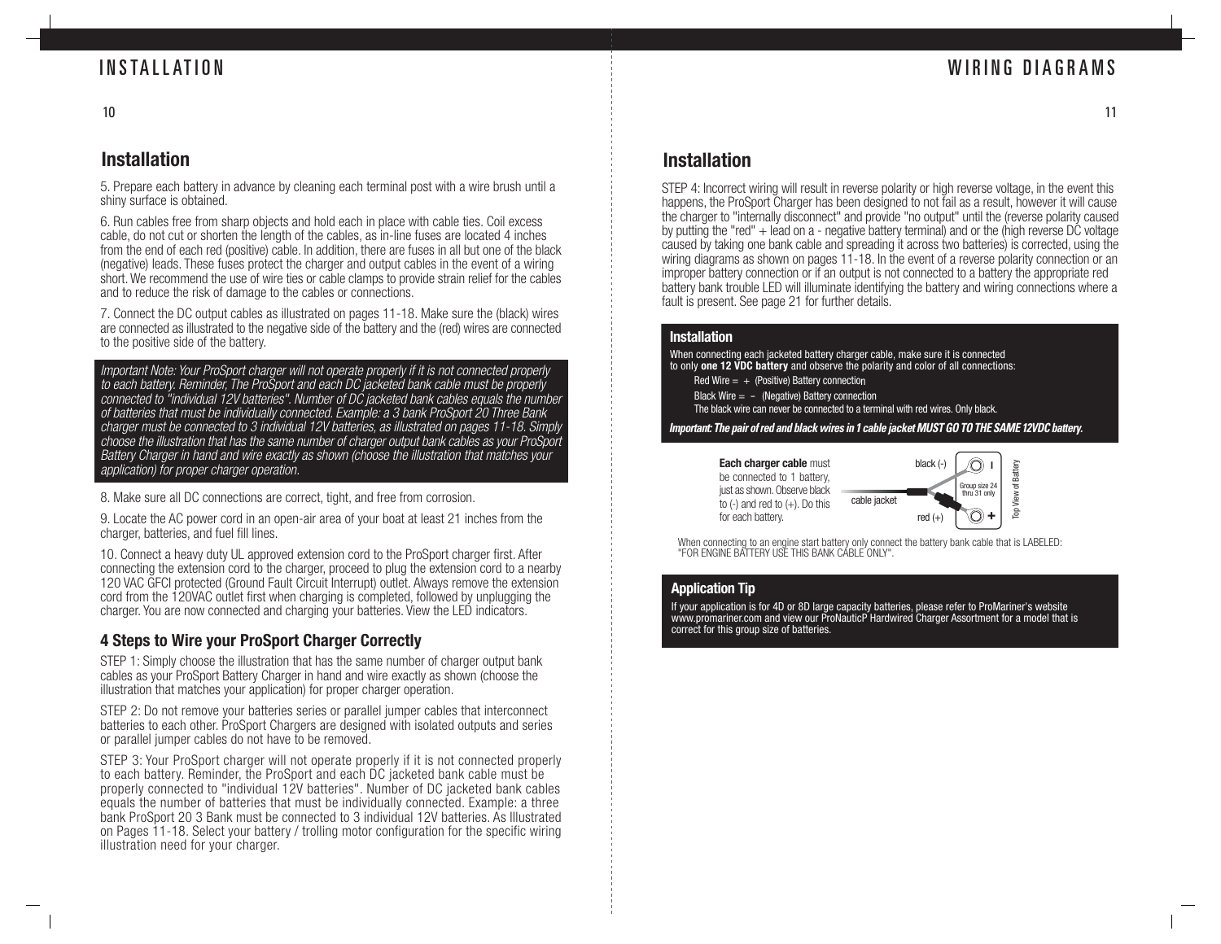# INSTALLATION

## Installation

5. Prepare each battery in advance by cleaning each terminal post with a wire brush until a shiny surface is obtained.

6. Run cables free from sharp objects and hold each in place with cable ties. Coil excess cable, do not cut or shorten the length of the cables, as in-line fuses are located 4 inches from the end of each red (positive) cable. In addition, there are fuses in all but one of the black (negative) leads. These fuses protect the charger and output cables in the event of a wiring short. We recommend the use of wire ties or cable clamps to provide strain relief for the cables and to reduce the risk of damage to the cables or connections.

7. Connect the DC output cables as illustrated on pages 11-18. Make sure the (black) wires are connected as illustrated to the negative side of the battery and the (red) wires are connected to the positive side of the battery.

*Important Note: Your ProSport charger will not operate properly if it is not connected properly to each battery. Reminder, The ProSport and each DC jacketed bank cable must be properly connected to "individual 12V batteries". Number of DC jacketed bank cables equals the number of batteries that must be individually connected. Example: a 3 bank ProSport 20 Three Bank charger must be connected to 3 individual 12V batteries, as illustrated on pages 11-18. Simply choose the illustration that has the same number of charger output bank cables as your ProSport Battery Charger in hand and wire exactly as shown (choose the illustration that matches your application) for proper charger operation.*

8. Make sure all DC connections are correct, tight, and free from corrosion.

9. Locate the AC power cord in an open-air area of your boat at least 21 inches from the charger, batteries, and fuel fill lines.

10. Connect a heavy duty UL approved extension cord to the ProSport charger first. After connecting the extension cord to the charger, proceed to plug the extension cord to a nearby 120 VAC GFCI protected (Ground Fault Circuit Interrupt) outlet. Always remove the extension cord from the 120VAC outlet first when charging is completed, followed by unplugging the charger. You are now connected and charging your batteries. View the LED indicators.

### 4 Steps to Wire your ProSport Charger Correctly

STEP 1: Simply choose the illustration that has the same number of charger output bank cables as your ProSport Battery Charger in hand and wire exactly as shown (choose the illustration that matches your application) for proper charger operation.

STEP 2: Do not remove your batteries series or parallel jumper cables that interconnect batteries to each other. ProSport Chargers are designed with isolated outputs and series or parallel jumper cables do not have to be removed.

STEP 3: Your ProSport charger will not operate properly if it is not connected properly to each battery. Reminder, the ProSport and each DC jacketed bank cable must be properly connected to "individual 12V batteries". Number of DC jacketed bank cables equals the number of batteries that must be individually connected. Example: a three bank ProSport 20 3 Bank must be connected to 3 individual 12V batteries. As Illustrated on Pages 11-18. Select your battery / trolling motor configuration for the specific wiring illustration need for your charger.

# WIRING DIAGRAMS

## Installation

STEP 4: Incorrect wiring will result in reverse polarity or high reverse voltage, in the event this happens, the ProSport Charger has been designed to not fail as a result, however it will cause the charger to "internally disconnect" and provide "no output" until the (reverse polarity caused by putting the "red" + lead on a - negative battery terminal) and or the (high reverse DC voltage caused by taking one bank cable and spreading it across two batteries) is corrected, using the wiring diagrams as shown on pages 11-18. In the event of a reverse polarity connection or an improper battery connection or if an output is not connected to a battery the appropriate red battery bank trouble LED will illuminate identifying the battery and wiring connections where a fault is present. See page 21 for further details.

### Installation

When connecting each jacketed battery charger cable, make sure it is connected to only **one 12 VDC battery** and observe the polarity and color of all connections:

Red Wire = + (Positive) Battery connection

Black Wire = – (Negative) Battery connection

The black wire can never be connected to a terminal with red wires. Only black.

***Important: The pair of red and black wires in 1 cable jacket MUST GO TO THE SAME 12VDC battery.***

**Each charger cable** must be connected to 1 battery, just as shown. Observe black to (-) and red to (+). Do this for each battery.

black (-)

cable jacket

red (+)

Group size 24 thru 31 only

Top View of Battery

When connecting to an engine start battery only connect the battery bank cable that is LABELED: "FOR ENGINE BATTERY USE THIS BANK CABLE ONLY".

### Application Tip

If your application is for 4D or 8D large capacity batteries, please refer to ProMariner's website www.promariner.com and view our ProNauticP Hardwired Charger Assortment for a model that is correct for this group size of batteries.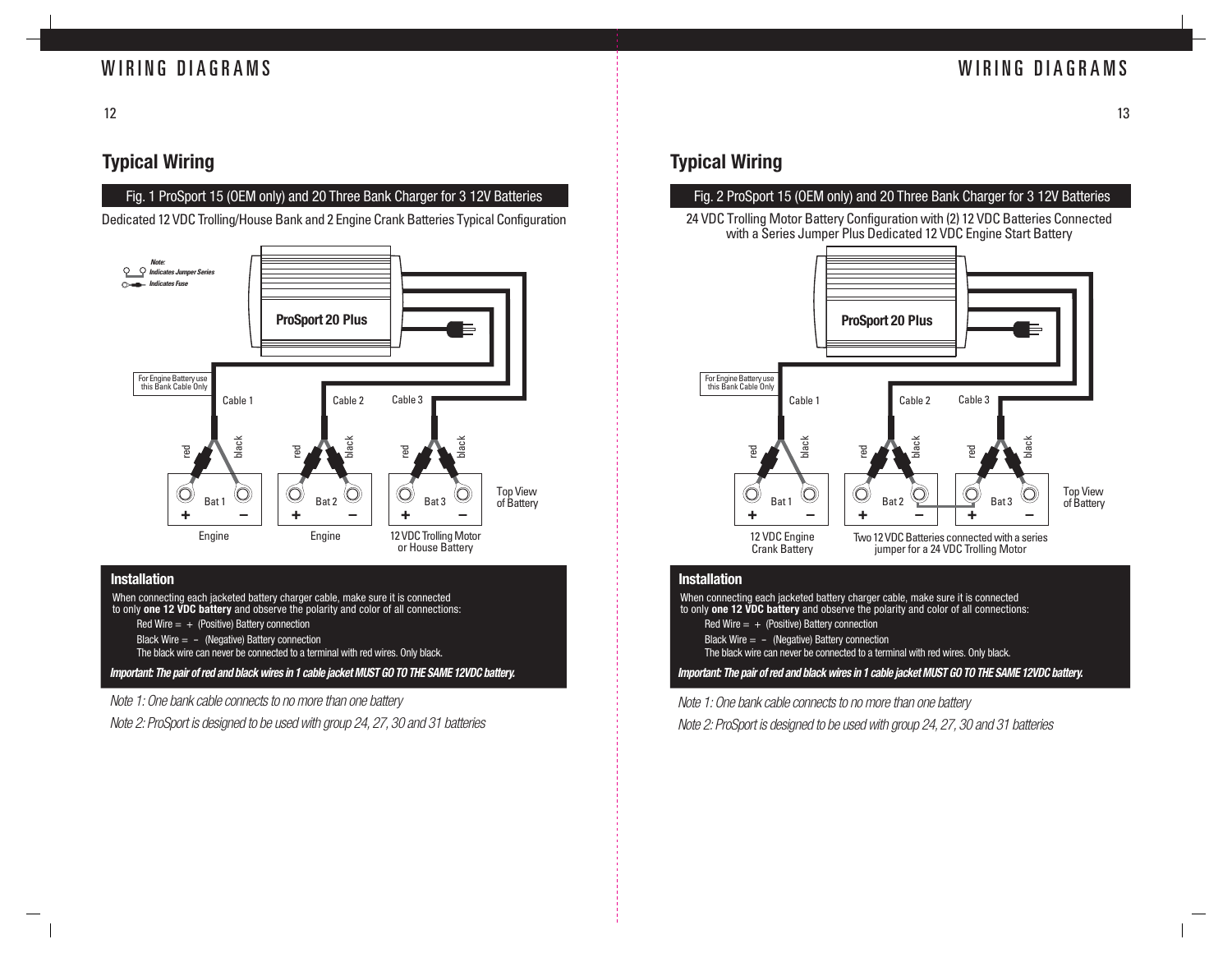# WIRING DIAGRAMS

## Typical Wiring

### Fig. 1 ProSport 15 (OEM only) and 20 Three Bank Charger for 3 12V Batteries

Dedicated 12 VDC Trolling/House Bank and 2 Engine Crank Batteries Typical Configuration

*Note:*
*Indicates Jumper Series*
*Indicates Fuse*

ProSport 20 Plus

For Engine Battery use this Bank Cable Only

Cable 1 | Cable 2 | Cable 3

red | black | red | black | red | black

Bat 1 + – | Bat 2 + – | Bat 3 + –

Top View of Battery

Engine | Engine | 12 VDC Trolling Motor or House Battery

#### Installation

When connecting each jacketed battery charger cable, make sure it is connected to only **one 12 VDC battery** and observe the polarity and color of all connections:

Red Wire = + (Positive) Battery connection

Black Wire = – (Negative) Battery connection

The black wire can never be connected to a terminal with red wires. Only black.

***Important: The pair of red and black wires in 1 cable jacket MUST GO TO THE SAME 12VDC battery.***

*Note 1: One bank cable connects to no more than one battery*

*Note 2: ProSport is designed to be used with group 24, 27, 30 and 31 batteries*

## Typical Wiring

### Fig. 2 ProSport 15 (OEM only) and 20 Three Bank Charger for 3 12V Batteries

24 VDC Trolling Motor Battery Configuration with (2) 12 VDC Batteries Connected with a Series Jumper Plus Dedicated 12 VDC Engine Start Battery

ProSport 20 Plus

For Engine Battery use this Bank Cable Only

Cable 1 | Cable 2 | Cable 3

red | black | red | black | red | black

Bat 1 + – | Bat 2 + – | Bat 3 + –

Top View of Battery

12 VDC Engine Crank Battery | Two 12 VDC Batteries connected with a series jumper for a 24 VDC Trolling Motor

#### Installation

When connecting each jacketed battery charger cable, make sure it is connected to only **one 12 VDC battery** and observe the polarity and color of all connections:

Red Wire = + (Positive) Battery connection

Black Wire = – (Negative) Battery connection

The black wire can never be connected to a terminal with red wires. Only black.

***Important: The pair of red and black wires in 1 cable jacket MUST GO TO THE SAME 12VDC battery.***

*Note 1: One bank cable connects to no more than one battery*

*Note 2: ProSport is designed to be used with group 24, 27, 30 and 31 batteries*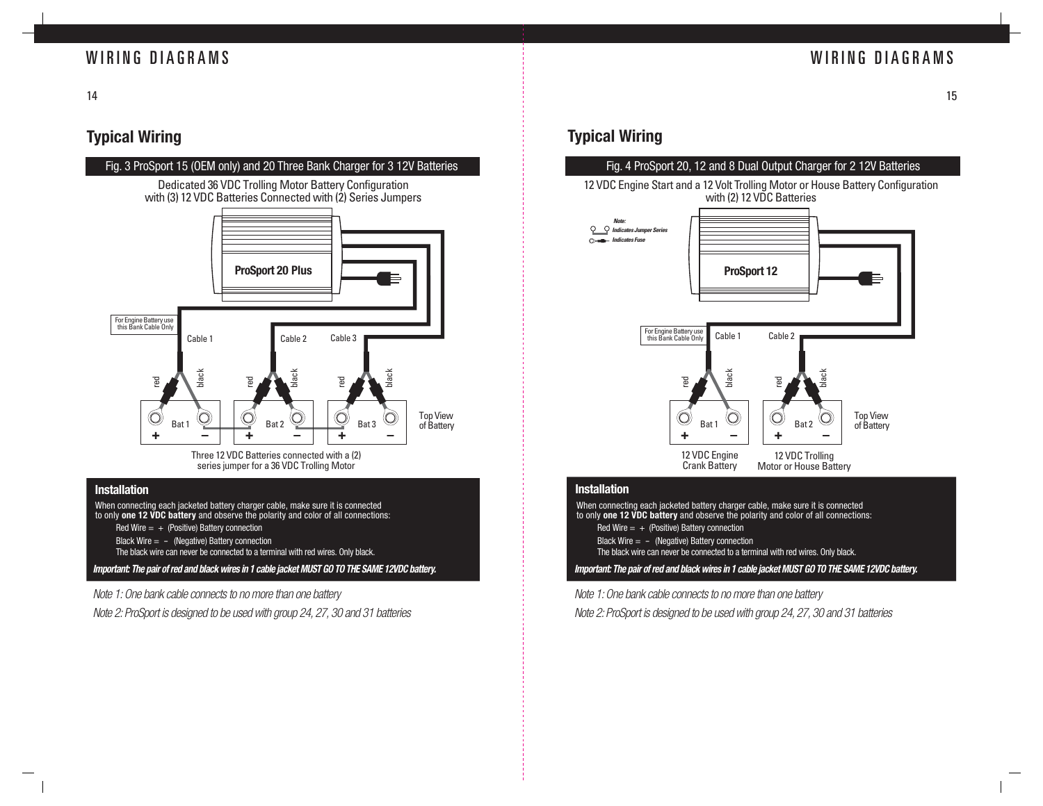## Typical Wiring

### Fig. 3 ProSport 15 (OEM only) and 20 Three Bank Charger for 3 12V Batteries

Dedicated 36 VDC Trolling Motor Battery Configuration with (3) 12 VDC Batteries Connected with (2) Series Jumpers

ProSport 20 Plus

For Engine Battery use this Bank Cable Only

Cable 1 Cable 2 Cable 3

red black red black red black

Bat 1 Bat 2 Bat 3

Top View of Battery

Three 12 VDC Batteries connected with a (2) series jumper for a 36 VDC Trolling Motor

#### Installation

When connecting each jacketed battery charger cable, make sure it is connected to only **one 12 VDC battery** and observe the polarity and color of all connections:

Red Wire = + (Positive) Battery connection

Black Wire = – (Negative) Battery connection

The black wire can never be connected to a terminal with red wires. Only black.

***Important: The pair of red and black wires in 1 cable jacket MUST GO TO THE SAME 12VDC battery.***

*Note 1: One bank cable connects to no more than one battery*

*Note 2: ProSport is designed to be used with group 24, 27, 30 and 31 batteries*

## Typical Wiring

### Fig. 4 ProSport 20, 12 and 8 Dual Output Charger for 2 12V Batteries

12 VDC Engine Start and a 12 Volt Trolling Motor or House Battery Configuration with (2) 12 VDC Batteries

***Note:***
***Indicates Jumper Series***
***Indicates Fuse***

ProSport 12

For Engine Battery use this Bank Cable Only

Cable 1 Cable 2

red black red black

Bat 1 Bat 2

Top View of Battery

12 VDC Engine Crank Battery

12 VDC Trolling Motor or House Battery

#### Installation

When connecting each jacketed battery charger cable, make sure it is connected to only **one 12 VDC battery** and observe the polarity and color of all connections:

Red Wire = + (Positive) Battery connection

Black Wire = – (Negative) Battery connection

The black wire can never be connected to a terminal with red wires. Only black.

***Important: The pair of red and black wires in 1 cable jacket MUST GO TO THE SAME 12VDC battery.***

*Note 1: One bank cable connects to no more than one battery*

*Note 2: ProSport is designed to be used with group 24, 27, 30 and 31 batteries*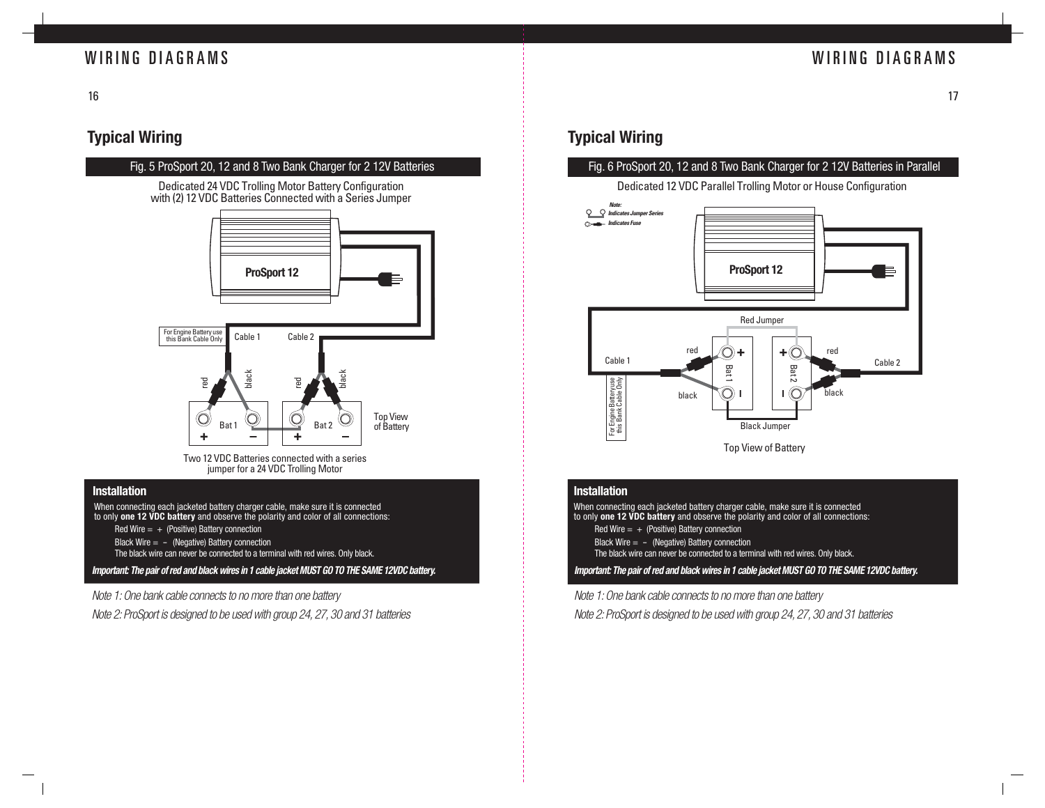## Typical Wiring

**Fig. 5 ProSport 20, 12 and 8 Two Bank Charger for 2 12V Batteries**

Dedicated 24 VDC Trolling Motor Battery Configuration with (2) 12 VDC Batteries Connected with a Series Jumper

ProSport 12

For Engine Battery use this Bank Cable Only

Cable 1 Cable 2

red black red black

Bat 1 Bat 2

Top View of Battery

Two 12 VDC Batteries connected with a series jumper for a 24 VDC Trolling Motor

### Installation

When connecting each jacketed battery charger cable, make sure it is connected to only **one 12 VDC battery** and observe the polarity and color of all connections:

- Red Wire = + (Positive) Battery connection
- Black Wire = – (Negative) Battery connection
- The black wire can never be connected to a terminal with red wires. Only black.

***Important: The pair of red and black wires in 1 cable jacket MUST GO TO THE SAME 12VDC battery.***

*Note 1: One bank cable connects to no more than one battery*

*Note 2: ProSport is designed to be used with group 24, 27, 30 and 31 batteries*

## Typical Wiring

**Fig. 6 ProSport 20, 12 and 8 Two Bank Charger for 2 12V Batteries in Parallel**

Dedicated 12 VDC Parallel Trolling Motor or House Configuration

***Note:***
*Indicates Jumper Series*
*Indicates Fuse*

ProSport 12

Red Jumper

Cable 1 red black Bat 1 Bat 2 red black Cable 2

For Engine Battery use this Bank Cable Only

Black Jumper

Top View of Battery

### Installation

When connecting each jacketed battery charger cable, make sure it is connected to only **one 12 VDC battery** and observe the polarity and color of all connections:

- Red Wire = + (Positive) Battery connection
- Black Wire = – (Negative) Battery connection
- The black wire can never be connected to a terminal with red wires. Only black.

***Important: The pair of red and black wires in 1 cable jacket MUST GO TO THE SAME 12VDC battery.***

*Note 1: One bank cable connects to no more than one battery*

*Note 2: ProSport is designed to be used with group 24, 27, 30 and 31 batteries*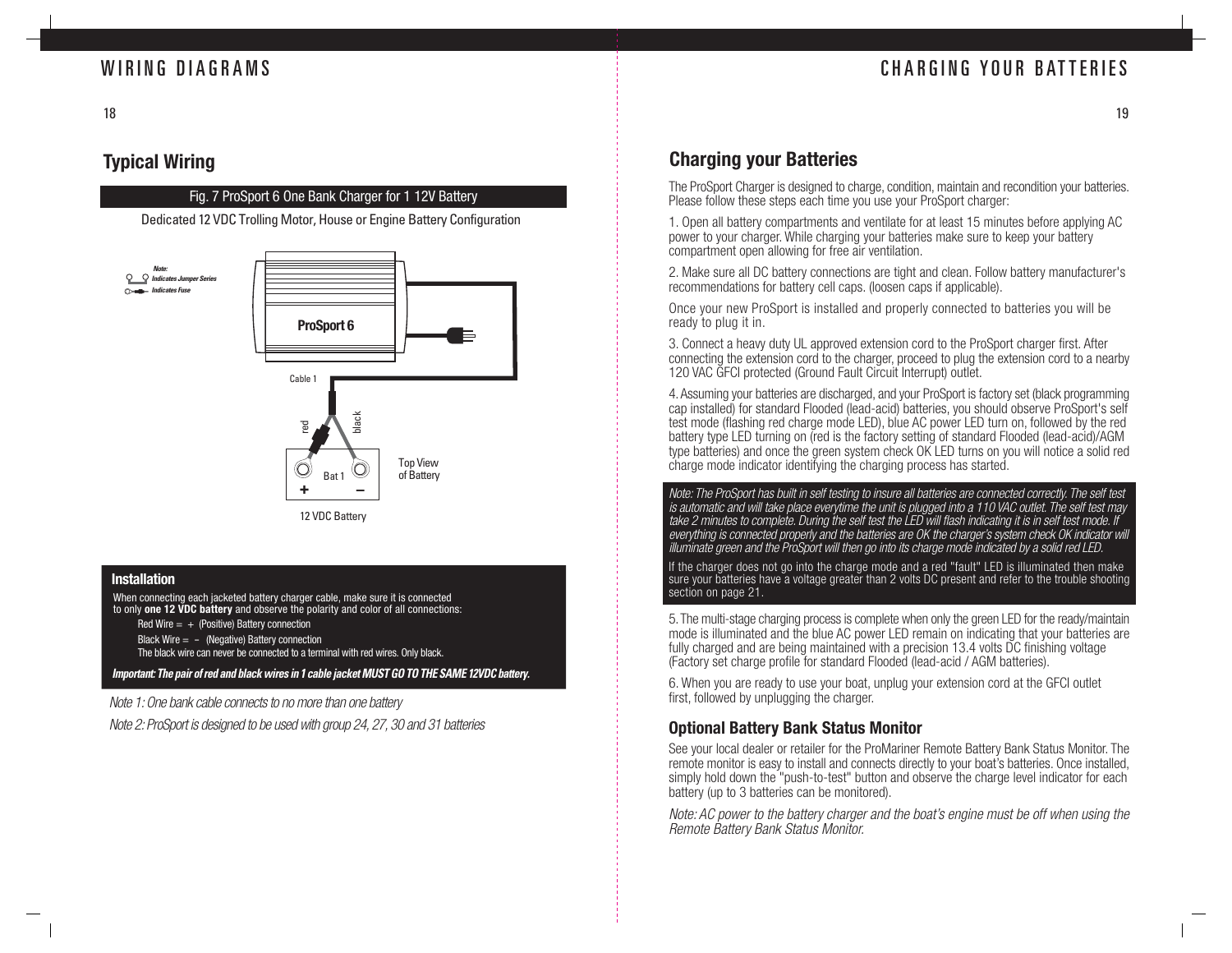## Typical Wiring

Fig. 7 ProSport 6 One Bank Charger for 1 12V Battery

Dedicated 12 VDC Trolling Motor, House or Engine Battery Configuration

*Note:*
*Indicates Jumper Series*
*Indicates Fuse*

ProSport 6

Cable 1

red black

Bat 1

+ –

Top View of Battery

12 VDC Battery

### Installation

When connecting each jacketed battery charger cable, make sure it is connected to only **one 12 VDC battery** and observe the polarity and color of all connections:

Red Wire = + (Positive) Battery connection

Black Wire = – (Negative) Battery connection

The black wire can never be connected to a terminal with red wires. Only black.

***Important: The pair of red and black wires in 1 cable jacket MUST GO TO THE SAME 12VDC battery.***

*Note 1: One bank cable connects to no more than one battery*

*Note 2: ProSport is designed to be used with group 24, 27, 30 and 31 batteries*

## Charging your Batteries

The ProSport Charger is designed to charge, condition, maintain and recondition your batteries. Please follow these steps each time you use your ProSport charger:

1. Open all battery compartments and ventilate for at least 15 minutes before applying AC power to your charger. While charging your batteries make sure to keep your battery compartment open allowing for free air ventilation.

2. Make sure all DC battery connections are tight and clean. Follow battery manufacturer's recommendations for battery cell caps. (loosen caps if applicable).

Once your new ProSport is installed and properly connected to batteries you will be ready to plug it in.

3. Connect a heavy duty UL approved extension cord to the ProSport charger first. After connecting the extension cord to the charger, proceed to plug the extension cord to a nearby 120 VAC GFCI protected (Ground Fault Circuit Interrupt) outlet.

4. Assuming your batteries are discharged, and your ProSport is factory set (black programming cap installed) for standard Flooded (lead-acid) batteries, you should observe ProSport's self test mode (flashing red charge mode LED), blue AC power LED turn on, followed by the red battery type LED turning on (red is the factory setting of standard Flooded (lead-acid)/AGM type batteries) and once the green system check OK LED turns on you will notice a solid red charge mode indicator identifying the charging process has started.

*Note: The ProSport has built in self testing to insure all batteries are connected correctly. The self test is automatic and will take place everytime the unit is plugged into a 110 VAC outlet. The self test may take 2 minutes to complete. During the self test the LED will flash indicating it is in self test mode. If everything is connected properly and the batteries are OK the charger's system check OK indicator will illuminate green and the ProSport will then go into its charge mode indicated by a solid red LED.*

If the charger does not go into the charge mode and a red "fault" LED is illuminated then make sure your batteries have a voltage greater than 2 volts DC present and refer to the trouble shooting section on page 21.

5. The multi-stage charging process is complete when only the green LED for the ready/maintain mode is illuminated and the blue AC power LED remain on indicating that your batteries are fully charged and are being maintained with a precision 13.4 volts DC finishing voltage (Factory set charge profile for standard Flooded (lead-acid / AGM batteries).

6. When you are ready to use your boat, unplug your extension cord at the GFCI outlet first, followed by unplugging the charger.

### Optional Battery Bank Status Monitor

See your local dealer or retailer for the ProMariner Remote Battery Bank Status Monitor. The remote monitor is easy to install and connects directly to your boat's batteries. Once installed, simply hold down the "push-to-test" button and observe the charge level indicator for each battery (up to 3 batteries can be monitored).

*Note: AC power to the battery charger and the boat's engine must be off when using the Remote Battery Bank Status Monitor.*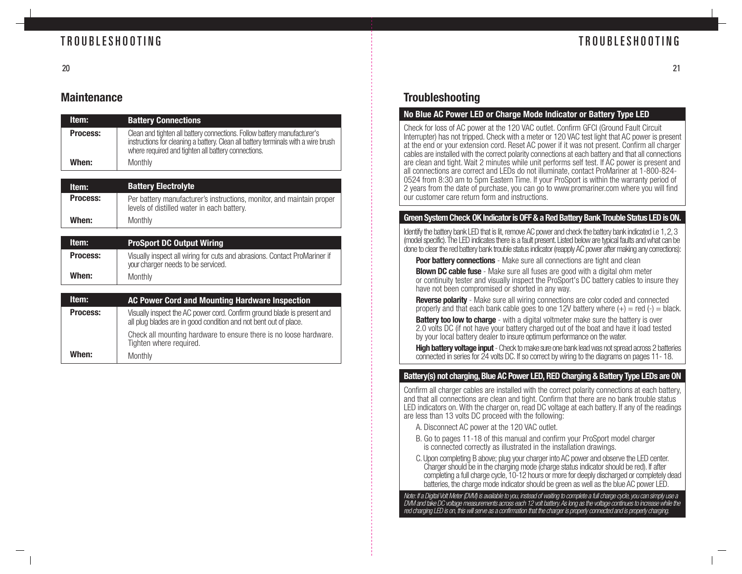## Maintenance

| Item: | Battery Connections |
| --- | --- |
| Process: | Clean and tighten all battery connections. Follow battery manufacturer's instructions for cleaning a battery. Clean all battery terminals with a wire brush where required and tighten all battery connections. |
| When: | Monthly |

| Item: | Battery Electrolyte |
| --- | --- |
| Process: | Per battery manufacturer's instructions, monitor, and maintain proper levels of distilled water in each battery. |
| When: | Monthly |

| Item: | ProSport DC Output Wiring |
| --- | --- |
| Process: | Visually inspect all wiring for cuts and abrasions. Contact ProMariner if your charger needs to be serviced. |
| When: | Monthly |

| Item: | AC Power Cord and Mounting Hardware Inspection |
| --- | --- |
| Process: | Visually inspect the AC power cord. Confirm ground blade is present and all plug blades are in good condition and not bent out of place. Check all mounting hardware to ensure there is no loose hardware. Tighten where required. |
| When: | Monthly |

## Troubleshooting

### No Blue AC Power LED or Charge Mode Indicator or Battery Type LED

Check for loss of AC power at the 120 VAC outlet. Confirm GFCI (Ground Fault Circuit Interrupter) has not tripped. Check with a meter or 120 VAC test light that AC power is present at the end or your extension cord. Reset AC power if it was not present. Confirm all charger cables are installed with the correct polarity connections at each battery and that all connections are clean and tight. Wait 2 minutes while unit performs self test. If AC power is present and all connections are correct and LEDs do not illuminate, contact ProMariner at 1-800-824-0524 from 8:30 am to 5pm Eastern Time. If your ProSport is within the warranty period of 2 years from the date of purchase, you can go to www.promariner.com where you will find our customer care return form and instructions.

### Green System Check OK Indicator is OFF & a Red Battery Bank Trouble Status LED is ON.

Identify the battery bank LED that is lit, remove AC power and check the battery bank indicated i.e 1, 2, 3 (model specific). The LED indicates there is a fault present. Listed below are typical faults and what can be done to clear the red battery bank trouble status indicator (reapply AC power after making any corrections):

**Poor battery connections** - Make sure all connections are tight and clean

**Blown DC cable fuse** - Make sure all fuses are good with a digital ohm meter or continuity tester and visually inspect the ProSport's DC battery cables to insure they have not been compromised or shorted in any way.

**Reverse polarity** - Make sure all wiring connections are color coded and connected properly and that each bank cable goes to one 12V battery where (+) = red (-) = black.

**Battery too low to charge** - with a digital voltmeter make sure the battery is over 2.0 volts DC (if not have your battery charged out of the boat and have it load tested by your local battery dealer to insure optimum performance on the water.

**High battery voltage input** - Check to make sure one bank lead was not spread across 2 batteries connected in series for 24 volts DC. If so correct by wiring to the diagrams on pages 11- 18.

### Battery(s) not charging, Blue AC Power LED, RED Charging & Battery Type LEDs are ON

Confirm all charger cables are installed with the correct polarity connections at each battery, and that all connections are clean and tight. Confirm that there are no bank trouble status LED indicators on. With the charger on, read DC voltage at each battery. If any of the readings are less than 13 volts DC proceed with the following:

A. Disconnect AC power at the 120 VAC outlet.

B. Go to pages 11-18 of this manual and confirm your ProSport model charger is connected correctly as illustrated in the installation drawings.

C. Upon completing B above; plug your charger into AC power and observe the LED center. Charger should be in the charging mode (charge status indicator should be red). If after completing a full charge cycle, 10-12 hours or more for deeply discharged or completely dead batteries, the charge mode indicator should be green as well as the blue AC power LED.

*Note: If a Digital Volt Meter (DVM) is available to you, instead of waiting to complete a full charge cycle, you can simply use a DVM and take DC voltage measurements across each 12 volt battery. As long as the voltage continues to increase while the red charging LED is on, this will serve as a confirmation that the charger is properly connected and is properly charging.*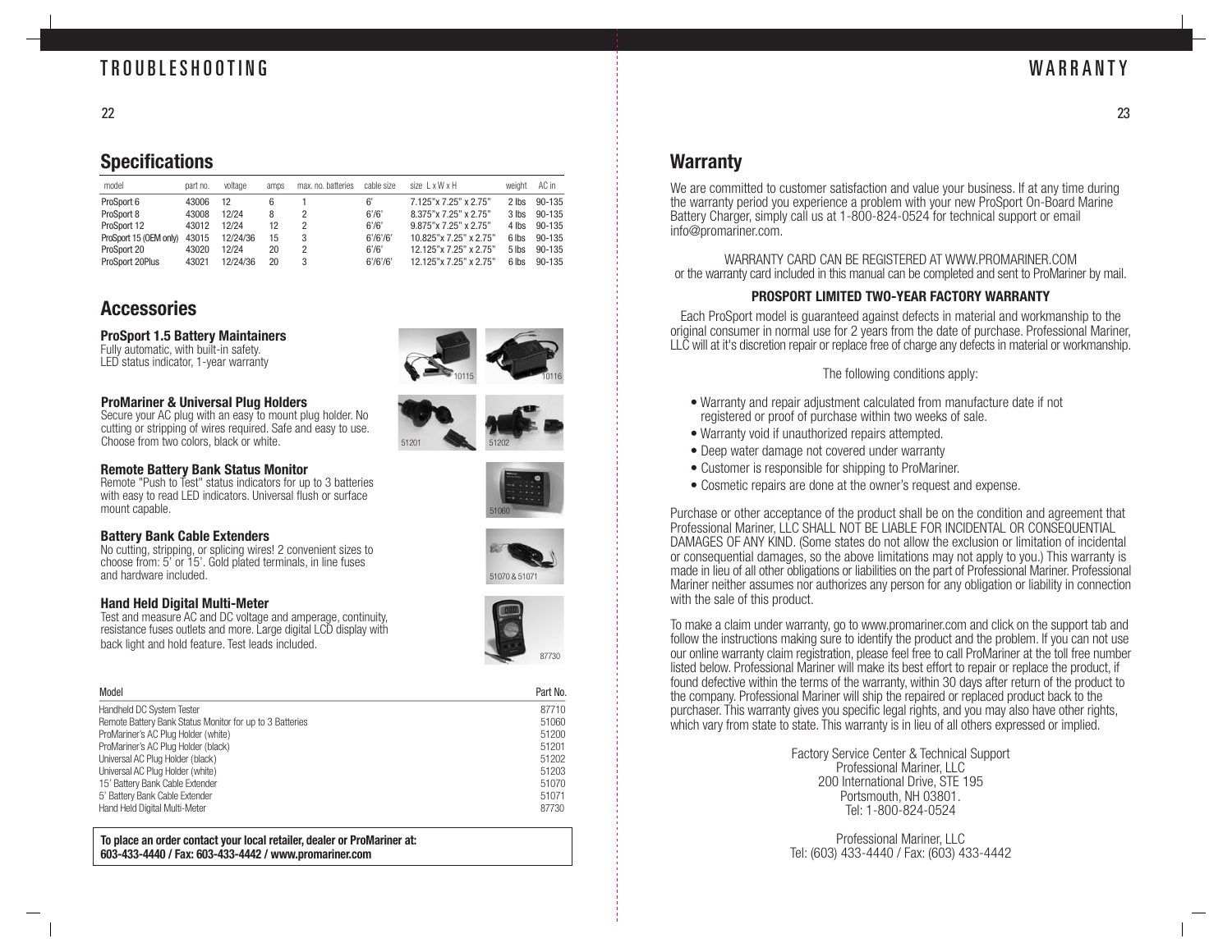# TROUBLESHOOTING

## Specifications

| model | part no. | voltage | amps | max. no. batteries | cable size | size L x W x H | weight | AC in |
|---|---|---|---|---|---|---|---|---|
| ProSport 6 | 43006 | 12 | 6 | 1 | 6' | 7.125"x 7.25" x 2.75" | 2 lbs | 90-135 |
| ProSport 8 | 43008 | 12/24 | 8 | 2 | 6'/6' | 8.375"x 7.25" x 2.75" | 3 lbs | 90-135 |
| ProSport 12 | 43012 | 12/24 | 12 | 2 | 6'/6' | 9.875"x 7.25" x 2.75" | 4 lbs | 90-135 |
| ProSport 15 (OEM only) | 43015 | 12/24/36 | 15 | 3 | 6'/6'/6' | 10.825"x 7.25" x 2.75" | 6 lbs | 90-135 |
| ProSport 20 | 43020 | 12/24 | 20 | 2 | 6'/6' | 12.125"x 7.25" x 2.75" | 5 lbs | 90-135 |
| ProSport 20Plus | 43021 | 12/24/36 | 20 | 3 | 6'/6'/6' | 12.125"x 7.25" x 2.75" | 6 lbs | 90-135 |

## Accessories

**ProSport 1.5 Battery Maintainers**
Fully automatic, with built-in safety.
LED status indicator, 1-year warranty

10115 10116

**ProMariner & Universal Plug Holders**
Secure your AC plug with an easy to mount plug holder. No cutting or stripping of wires required. Safe and easy to use. Choose from two colors, black or white.

51201 51202

**Remote Battery Bank Status Monitor**
Remote "Push to Test" status indicators for up to 3 batteries with easy to read LED indicators. Universal flush or surface mount capable.

51060

**Battery Bank Cable Extenders**
No cutting, stripping, or splicing wires! 2 convenient sizes to choose from: 5' or 15'. Gold plated terminals, in line fuses and hardware included.

51070 & 51071

**Hand Held Digital Multi-Meter**
Test and measure AC and DC voltage and amperage, continuity, resistance fuses outlets and more. Large digital LCD display with back light and hold feature. Test leads included.

87730

| Model | Part No. |
|---|---|
| Handheld DC System Tester | 87710 |
| Remote Battery Bank Status Monitor for up to 3 Batteries | 51060 |
| ProMariner's AC Plug Holder (white) | 51200 |
| ProMariner's AC Plug Holder (black) | 51201 |
| Universal AC Plug Holder (black) | 51202 |
| Universal AC Plug Holder (white) | 51203 |
| 15' Battery Bank Cable Extender | 51070 |
| 5' Battery Bank Cable Extender | 51071 |
| Hand Held Digital Multi-Meter | 87730 |

**To place an order contact your local retailer, dealer or ProMariner at:**
**603-433-4440 / Fax: 603-433-4442 / www.promariner.com**

# WARRANTY

## Warranty

We are committed to customer satisfaction and value your business. If at any time during the warranty period you experience a problem with your new ProSport On-Board Marine Battery Charger, simply call us at 1-800-824-0524 for technical support or email info@promariner.com.

WARRANTY CARD CAN BE REGISTERED AT WWW.PROMARINER.COM
or the warranty card included in this manual can be completed and sent to ProMariner by mail.

**PROSPORT LIMITED TWO-YEAR FACTORY WARRANTY**

Each ProSport model is guaranteed against defects in material and workmanship to the original consumer in normal use for 2 years from the date of purchase. Professional Mariner, LLC will at it's discretion repair or replace free of charge any defects in material or workmanship.

The following conditions apply:

- Warranty and repair adjustment calculated from manufacture date if not registered or proof of purchase within two weeks of sale.
- Warranty void if unauthorized repairs attempted.
- Deep water damage not covered under warranty
- Customer is responsible for shipping to ProMariner.
- Cosmetic repairs are done at the owner's request and expense.

Purchase or other acceptance of the product shall be on the condition and agreement that Professional Mariner, LLC SHALL NOT BE LIABLE FOR INCIDENTAL OR CONSEQUENTIAL DAMAGES OF ANY KIND. (Some states do not allow the exclusion or limitation of incidental or consequential damages, so the above limitations may not apply to you.) This warranty is made in lieu of all other obligations or liabilities on the part of Professional Mariner. Professional Mariner neither assumes nor authorizes any person for any obligation or liability in connection with the sale of this product.

To make a claim under warranty, go to www.promariner.com and click on the support tab and follow the instructions making sure to identify the product and the problem. If you can not use our online warranty claim registration, please feel free to call ProMariner at the toll free number listed below. Professional Mariner will make its best effort to repair or replace the product, if found defective within the terms of the warranty, within 30 days after return of the product to the company. Professional Mariner will ship the repaired or replaced product back to the purchaser. This warranty gives you specific legal rights, and you may also have other rights, which vary from state to state. This warranty is in lieu of all others expressed or implied.

Factory Service Center & Technical Support
Professional Mariner, LLC
200 International Drive, STE 195
Portsmouth, NH 03801.
Tel: 1-800-824-0524

Professional Mariner, LLC
Tel: (603) 433-4440 / Fax: (603) 433-4442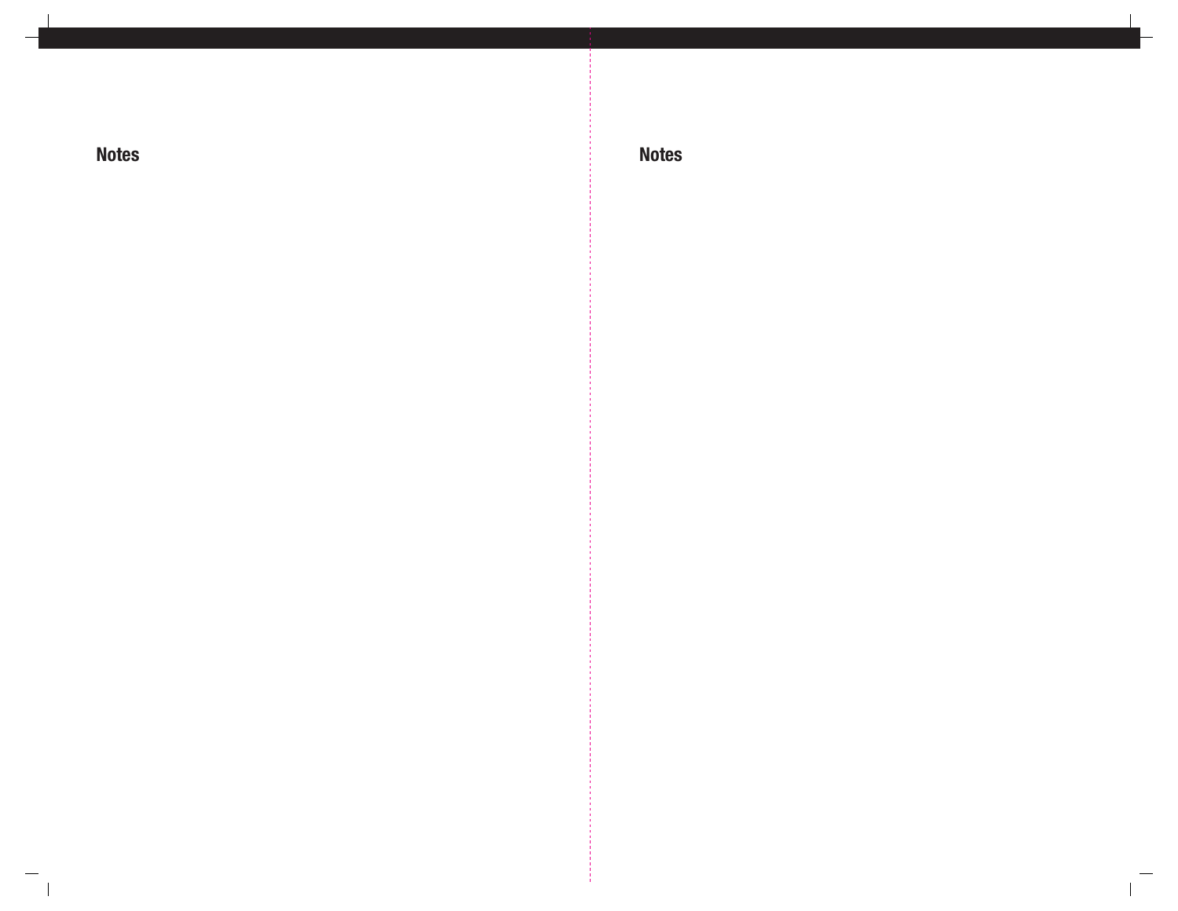## Notes

## Notes